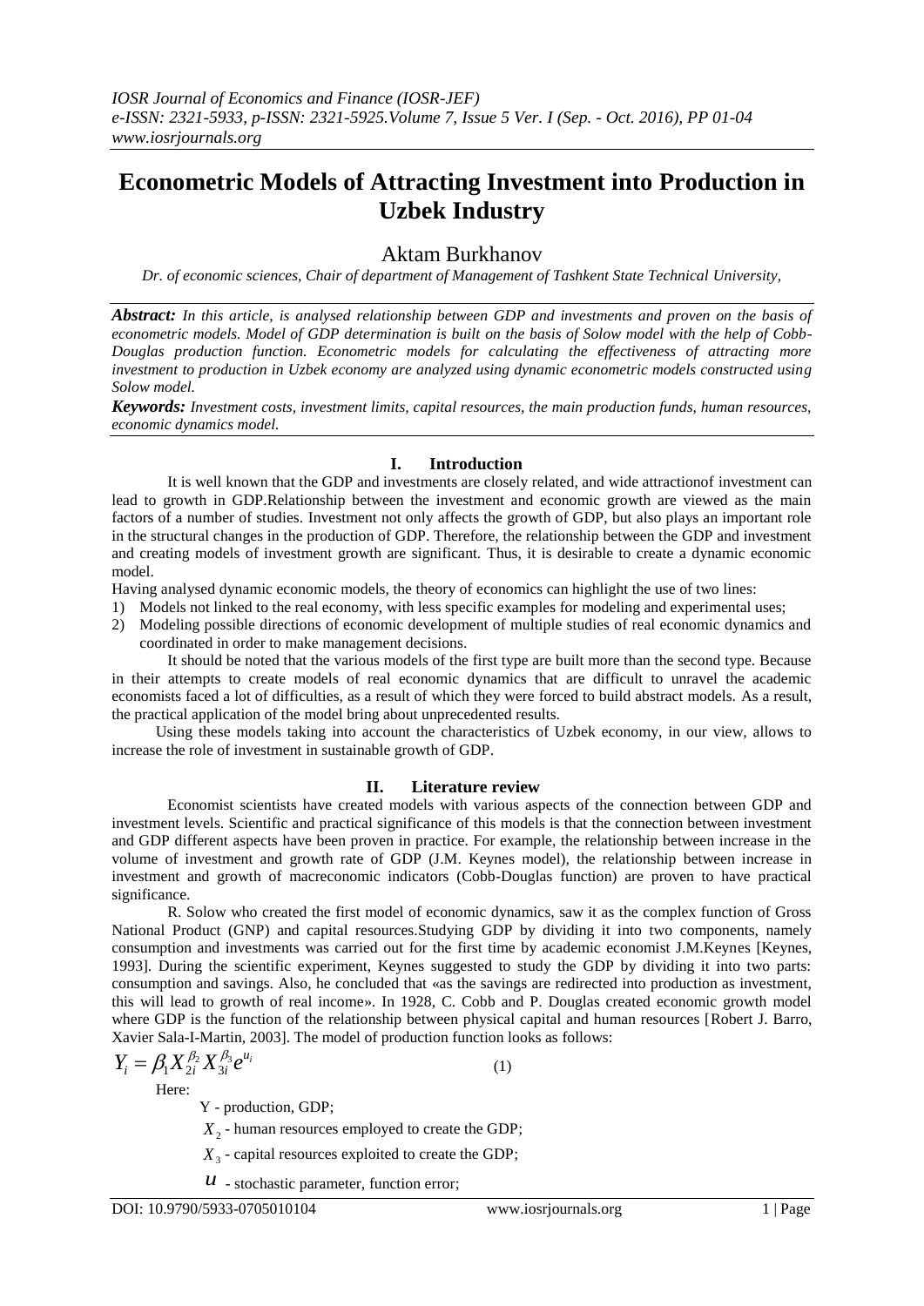# Econometric Models of Attracting Investment into Production in Uzbek Industry

## Aktam Burkhanov

*Dr. of economic sciences, Chair of department of Management of Tashkent State Technical University,*

***Abstract:*** *In this article, is analysed relationship between GDP and investments and proven on the basis of econometric models. Model of GDP determination is built on the basis of Solow model with the help of Cobb-Douglas production function. Econometric models for calculating the effectiveness of attracting more investment to production in Uzbek economy are analyzed using dynamic econometric models constructed using Solow model.*

***Keywords:*** *Investment costs, investment limits, capital resources, the main production funds, human resources, economic dynamics model.*

## I. Introduction

It is well known that the GDP and investments are closely related, and wide attractionof investment can lead to growth in GDP.Relationship between the investment and economic growth are viewed as the main factors of a number of studies. Investment not only affects the growth of GDP, but also plays an important role in the structural changes in the production of GDP. Therefore, the relationship between the GDP and investment and creating models of investment growth are significant. Thus, it is desirable to create a dynamic economic model.

Having analysed dynamic economic models, the theory of economics can highlight the use of two lines:

1) Models not linked to the real economy, with less specific examples for modeling and experimental uses;
2) Modeling possible directions of economic development of multiple studies of real economic dynamics and coordinated in order to make management decisions.

It should be noted that the various models of the first type are built more than the second type. Because in their attempts to create models of real economic dynamics that are difficult to unravel the academic economists faced a lot of difficulties, as a result of which they were forced to build abstract models. As a result, the practical application of the model bring about unprecedented results.

Using these models taking into account the characteristics of Uzbek economy, in our view, allows to increase the role of investment in sustainable growth of GDP.

## II. Literature review

Economist scientists have created models with various aspects of the connection between GDP and investment levels. Scientific and practical significance of this models is that the connection between investment and GDP different aspects have been proven in practice. For example, the relationship between increase in the volume of investment and growth rate of GDP (J.M. Keynes model), the relationship between increase in investment and growth of macreconomic indicators (Cobb-Douglas function) are proven to have practical significance.

R. Solow who created the first model of economic dynamics, saw it as the complex function of Gross National Product (GNP) and capital resources.Studying GDP by dividing it into two components, namely consumption and investments was carried out for the first time by academic economist J.M.Keynes [Keynes, 1993]. During the scientific experiment, Keynes suggested to study the GDP by dividing it into two parts: consumption and savings. Also, he concluded that «as the savings are redirected into production as investment, this will lead to growth of real income». In 1928, C. Cobb and P. Douglas created economic growth model where GDP is the function of the relationship between physical capital and human resources [Robert J. Barro, Xavier Sala-I-Martin, 2003]. The model of production function looks as follows:

$$Y_i = \beta_1 X_{2i}^{\beta_2} X_{3i}^{\beta_3} e^{u_i} \qquad (1)$$

Here:

$Y$ - production, GDP;

$X_2$ - human resources employed to create the GDP;

$X_3$ - capital resources exploited to create the GDP;

$u$ - stochastic parameter, function error;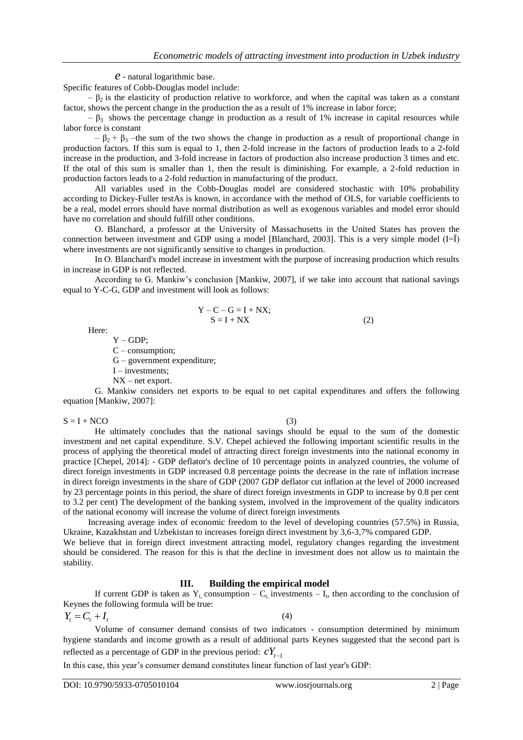$e$ - natural logarithmic base.

Specific features of Cobb-Douglas model include:

– $\beta_2$ is the elasticity of production relative to workforce, and when the capital was taken as a constant factor, shows the percent change in the production the as a result of 1% increase in labor force;

– $\beta_3$ shows the percentage change in production as a result of 1% increase in capital resources while labor force is constant

– $\beta_2 + \beta_3$ –the sum of the two shows the change in production as a result of proportional change in production factors. If this sum is equal to 1, then 2-fold increase in the factors of production leads to a 2-fold increase in the production, and 3-fold increase in factors of production also increase production 3 times and etc. If the otal of this sum is smaller than 1, then the result is diminishing. For example, a 2-fold reduction in production factors leads to a 2-fold reduction in manufacturing of the product.

All variables used in the Cobb-Douglas model are considered stochastic with 10% probability according to Dickey-Fuller testAs is known, in accordance with the method of OLS, for variable coefficients to be a real, model errors should have normal distribution as well as exogenous variables and model error should have no correlation and should fulfill other conditions.

O. Blanchard, a professor at the University of Massachusetts in the United States has proven the connection between investment and GDP using a model [Blanchard, 2003]. This is a very simple model ($I=\ddot{I}$) where investments are not significantly sensitive to changes in production.

In O. Blanchard's model increase in investment with the purpose of increasing production which results in increase in GDP is not reflected.

According to G. Mankiw's conclusion [Mankiw, 2007], if we take into account that national savings equal to Y-C-G, GDP and investment will look as follows:

$$Y - C - G = I + NX;$$
$$S = I + NX \qquad (2)$$

Here:

Y – GDP;
C – consumption;
G – government expenditure;
I – investments;
NX – net export.

G. Mankiw considers net exports to be equal to net capital expenditures and offers the following equation [Mankiw, 2007]:

$$S = I + NCO \qquad (3)$$

He ultimately concludes that the national savings should be equal to the sum of the domestic investment and net capital expenditure. S.V. Chepel achieved the following important scientific results in the process of applying the theoretical model of attracting direct foreign investments into the national economy in practice [Chepel, 2014]: - GDP deflator's decline of 10 percentage points in analyzed countries, the volume of direct foreign investments in GDP increased 0.8 percentage points the decrease in the rate of inflation increase in direct foreign investments in the share of GDP (2007 GDP deflator cut inflation at the level of 2000 increased by 23 percentage points in this period, the share of direct foreign investments in GDP to increase by 0.8 per cent to 3.2 per cent) The development of the banking system, involved in the improvement of the quality indicators of the national economy will increase the volume of direct foreign investments

Increasing average index of economic freedom to the level of developing countries (57.5%) in Russia, Ukraine, Kazakhstan and Uzbekistan to increases foreign direct investment by 3,6-3,7% compared GDP.

We believe that in foreign direct investment attracting model, regulatory changes regarding the investment should be considered. The reason for this is that the decline in investment does not allow us to maintain the stability.

## III. Building the empirical model

If current GDP is taken as $Y_t$, consumption – $C_t$, investments – $I_t$, then according to the conclusion of Keynes the following formula will be true:

$$Y_t = C_t + I_t \qquad (4)$$

Volume of consumer demand consists of two indicators - consumption determined by minimum hygiene standards and income growth as a result of additional parts Keynes suggested that the second part is reflected as a percentage of GDP in the previous period: $cY_{t-1}$

In this case, this year's consumer demand constitutes linear function of last year's GDP: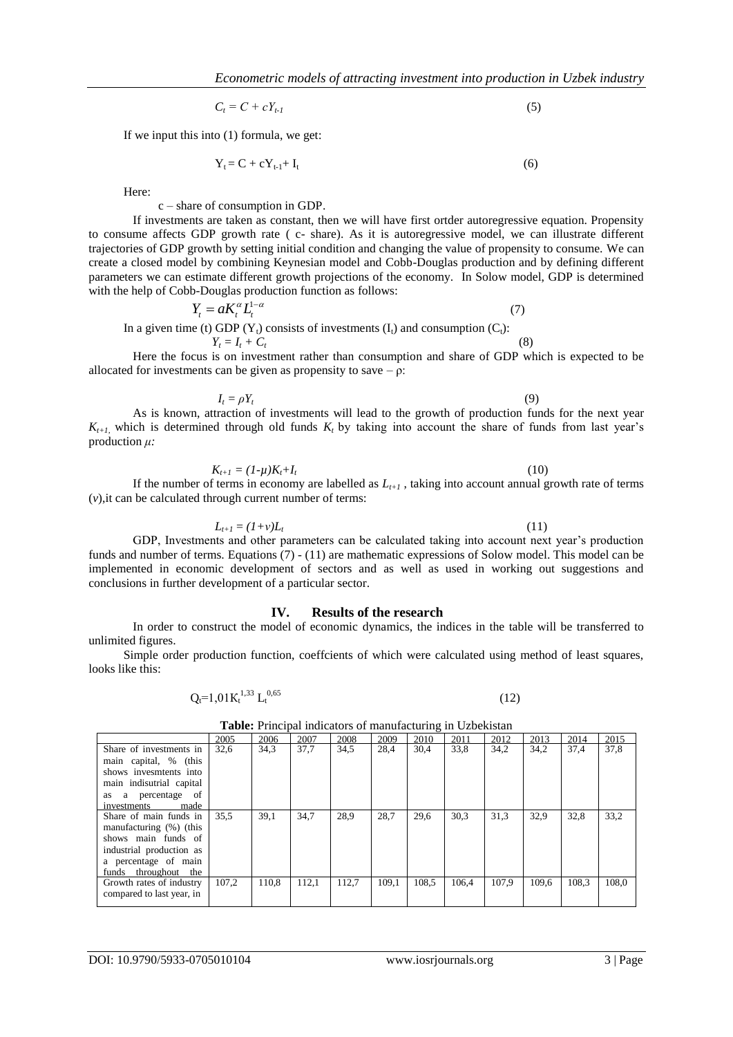$$C_t = C + cY_{t-1} \tag{5}$$

If we input this into (1) formula, we get:

$$Y_t = C + cY_{t-1} + I_t \tag{6}$$

Here:

c – share of consumption in GDP.

If investments are taken as constant, then we will have first ortder autoregressive equation. Propensity to consume affects GDP growth rate ( c- share). As it is autoregressive model, we can illustrate different trajectories of GDP growth by setting initial condition and changing the value of propensity to consume. We can create a closed model by combining Keynesian model and Cobb-Douglas production and by defining different parameters we can estimate different growth projections of the economy. In Solow model, GDP is determined with the help of Cobb-Douglas production function as follows:

$$Y_t = aK_t^{\alpha} L_t^{1-\alpha} \tag{7}$$

In a given time (t) GDP ($Y_t$) consists of investments ($I_t$) and consumption ($C_t$):

$$Y_t = I_t + C_t \tag{8}$$

Here the focus is on investment rather than consumption and share of GDP which is expected to be allocated for investments can be given as propensity to save – ρ:

$$I_t = \rho Y_t \tag{9}$$

As is known, attraction of investments will lead to the growth of production funds for the next year $K_{t+1,}$ which is determined through old funds $K_t$ by taking into account the share of funds from last year's production $\mu$:

$$K_{t+1} = (1-\mu)K_t + I_t \tag{10}$$

If the number of terms in economy are labelled as $L_{t+1}$ , taking into account annual growth rate of terms ($v$),it can be calculated through current number of terms:

$$L_{t+1} = (1+v)L_t \tag{11}$$

GDP, Investments and other parameters can be calculated taking into account next year's production funds and number of terms. Equations (7) - (11) are mathematic expressions of Solow model. This model can be implemented in economic development of sectors and as well as used in working out suggestions and conclusions in further development of a particular sector.

## IV. Results of the research

In order to construct the model of economic dynamics, the indices in the table will be transferred to unlimited figures.

Simple order production function, coeffcients of which were calculated using method of least squares, looks like this:

$$Q_t = 1{,}01K_t^{1{,}33} L_t^{0{,}65} \tag{12}$$

**Table:** Principal indicators of manufacturing in Uzbekistan

| | 2005 | 2006 | 2007 | 2008 | 2009 | 2010 | 2011 | 2012 | 2013 | 2014 | 2015 |
|---|---|---|---|---|---|---|---|---|---|---|---|
| Share of investments in main capital, % (this shows invesmtents into main indisutrial capital as a percentage of investments made | 32,6 | 34,3 | 37,7 | 34,5 | 28,4 | 30,4 | 33,8 | 34,2 | 34,2 | 37,4 | 37,8 |
| Share of main funds in manufacturing (%) (this shows main funds of industrial production as a percentage of main funds throughout the | 35,5 | 39,1 | 34,7 | 28,9 | 28,7 | 29,6 | 30,3 | 31,3 | 32,9 | 32,8 | 33,2 |
| Growth rates of industry compared to last year, in | 107,2 | 110,8 | 112,1 | 112,7 | 109,1 | 108,5 | 106,4 | 107,9 | 109,6 | 108,3 | 108,0 |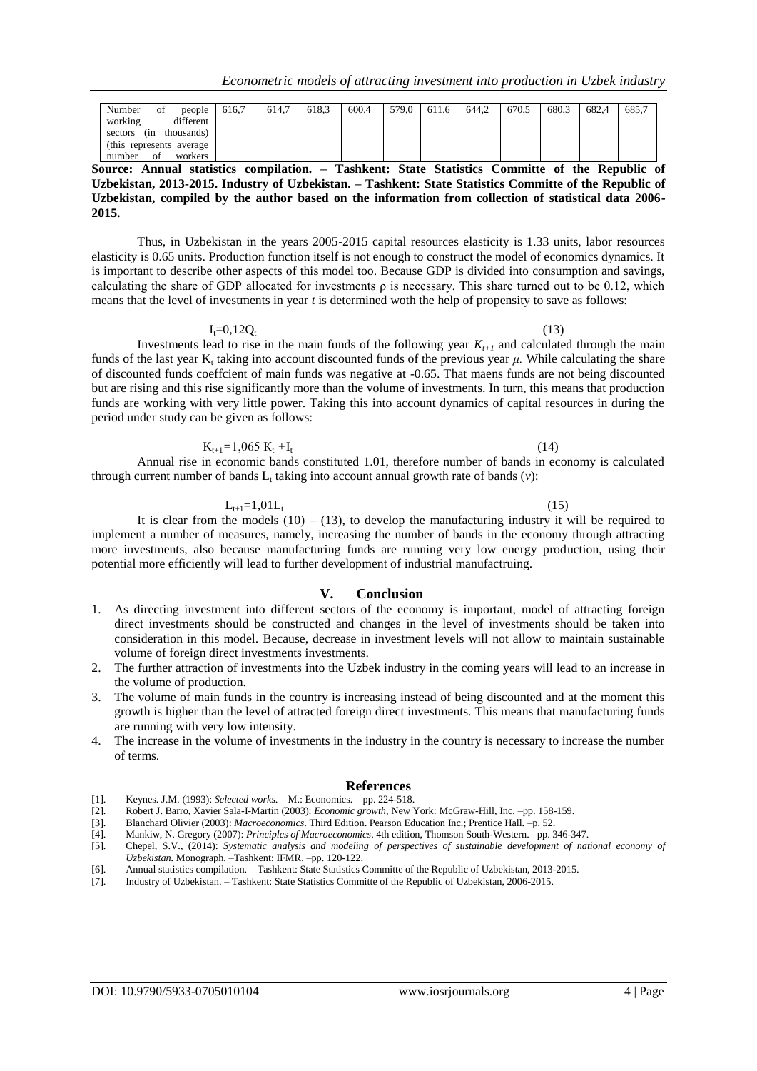| | | | | | | | | | | | |
|---|---|---|---|---|---|---|---|---|---|---|---|
| Number of people working different sectors (in thousands) (this represents average number of workers | 616,7 | 614,7 | 618,3 | 600,4 | 579,0 | 611,6 | 644,2 | 670,5 | 680,3 | 682,4 | 685,7 |

**Source: Annual statistics compilation. – Tashkent: State Statistics Committe of the Republic of Uzbekistan, 2013-2015. Industry of Uzbekistan. – Tashkent: State Statistics Committe of the Republic of Uzbekistan, compiled by the author based on the information from collection of statistical data 2006-2015.**

Thus, in Uzbekistan in the years 2005-2015 capital resources elasticity is 1.33 units, labor resources elasticity is 0.65 units. Production function itself is not enough to construct the model of economics dynamics. It is important to describe other aspects of this model too. Because GDP is divided into consumption and savings, calculating the share of GDP allocated for investments ρ is necessary. This share turned out to be 0.12, which means that the level of investments in year *t* is determined woth the help of propensity to save as follows:

$$I_t=0,12Q_t \quad (13)$$

Investments lead to rise in the main funds of the following year $K_{t+1}$ and calculated through the main funds of the last year $K_t$ taking into account discounted funds of the previous year $\mu$. While calculating the share of discounted funds coeffcient of main funds was negative at -0.65. That maens funds are not being discounted but are rising and this rise significantly more than the volume of investments. In turn, this means that production funds are working with very little power. Taking this into account dynamics of capital resources in during the period under study can be given as follows:

$$K_{t+1}=1,065\,K_t+I_t \quad (14)$$

Annual rise in economic bands constituted 1.01, therefore number of bands in economy is calculated through current number of bands $L_t$ taking into account annual growth rate of bands ($v$):

$$L_{t+1}=1,01L_t \quad (15)$$

It is clear from the models (10) – (13), to develop the manufacturing industry it will be required to implement a number of measures, namely, increasing the number of bands in the economy through attracting more investments, also because manufacturing funds are running very low energy production, using their potential more efficiently will lead to further development of industrial manufactruing.

## V. Conclusion

1. As directing investment into different sectors of the economy is important, model of attracting foreign direct investments should be constructed and changes in the level of investments should be taken into consideration in this model. Because, decrease in investment levels will not allow to maintain sustainable volume of foreign direct investments investments.
2. The further attraction of investments into the Uzbek industry in the coming years will lead to an increase in the volume of production.
3. The volume of main funds in the country is increasing instead of being discounted and at the moment this growth is higher than the level of attracted foreign direct investments. This means that manufacturing funds are running with very low intensity.
4. The increase in the volume of investments in the industry in the country is necessary to increase the number of terms.

## References

[1]. Keynes. J.M. (1993): *Selected works*. – M.: Economics. – pp. 224-518.

[2]. Robert J. Barro, Xavier Sala-I-Martin (2003): *Economic growth*, New York: McGraw-Hill, Inc. –pp. 158-159.

[3]. Blanchard Olivier (2003): *Macroeconomics*. Third Edition. Pearson Education Inc.; Prentice Hall. –p. 52.

[4]. Mankiw, N. Gregory (2007): *Principles of Macroeconomics*. 4th edition, Thomson South-Western. –pp. 346-347.

[5]. Chepel, S.V., (2014): *Systematic analysis and modeling of perspectives of sustainable development of national economy of Uzbekistan*. Monograph. –Tashkent: IFMR. –pp. 120-122.

[6]. Annual statistics compilation. – Tashkent: State Statistics Committe of the Republic of Uzbekistan, 2013-2015.

[7]. Industry of Uzbekistan. – Tashkent: State Statistics Committe of the Republic of Uzbekistan, 2006-2015.